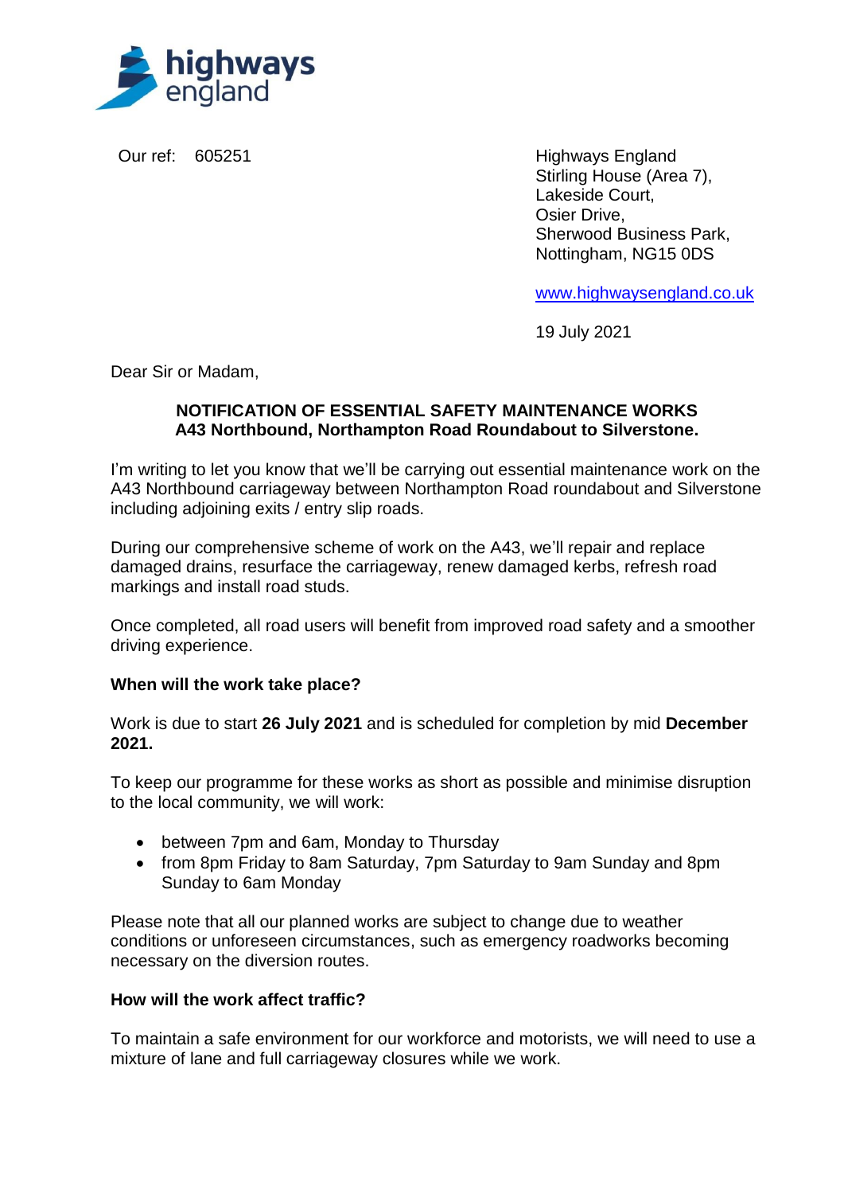highways england

Our ref: 605251

Highways England
Stirling House (Area 7),
Lakeside Court,
Osier Drive,
Sherwood Business Park,
Nottingham, NG15 0DS

www.highwaysengland.co.uk

19 July 2021

Dear Sir or Madam,

**NOTIFICATION OF ESSENTIAL SAFETY MAINTENANCE WORKS**
**A43 Northbound, Northampton Road Roundabout to Silverstone.**

I'm writing to let you know that we'll be carrying out essential maintenance work on the A43 Northbound carriageway between Northampton Road roundabout and Silverstone including adjoining exits / entry slip roads.

During our comprehensive scheme of work on the A43, we'll repair and replace damaged drains, resurface the carriageway, renew damaged kerbs, refresh road markings and install road studs.

Once completed, all road users will benefit from improved road safety and a smoother driving experience.

**When will the work take place?**

Work is due to start **26 July 2021** and is scheduled for completion by mid **December 2021.**

To keep our programme for these works as short as possible and minimise disruption to the local community, we will work:

- between 7pm and 6am, Monday to Thursday
- from 8pm Friday to 8am Saturday, 7pm Saturday to 9am Sunday and 8pm Sunday to 6am Monday

Please note that all our planned works are subject to change due to weather conditions or unforeseen circumstances, such as emergency roadworks becoming necessary on the diversion routes.

**How will the work affect traffic?**

To maintain a safe environment for our workforce and motorists, we will need to use a mixture of lane and full carriageway closures while we work.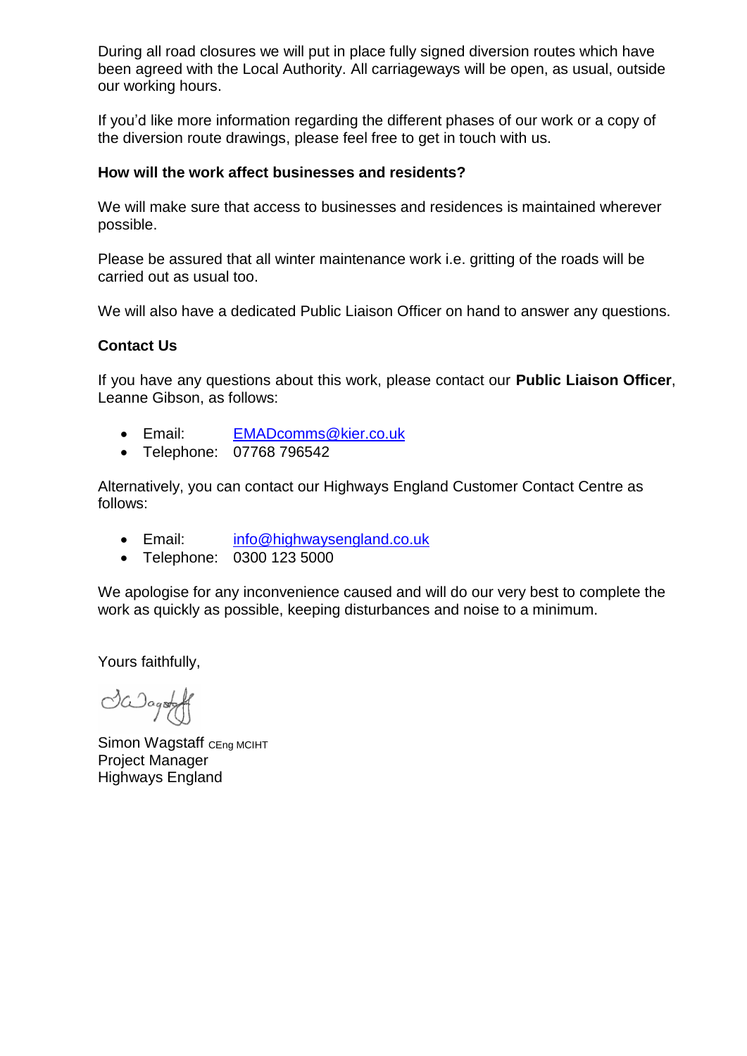During all road closures we will put in place fully signed diversion routes which have been agreed with the Local Authority. All carriageways will be open, as usual, outside our working hours.

If you'd like more information regarding the different phases of our work or a copy of the diversion route drawings, please feel free to get in touch with us.

**How will the work affect businesses and residents?**

We will make sure that access to businesses and residences is maintained wherever possible.

Please be assured that all winter maintenance work i.e. gritting of the roads will be carried out as usual too.

We will also have a dedicated Public Liaison Officer on hand to answer any questions.

**Contact Us**

If you have any questions about this work, please contact our **Public Liaison Officer**, Leanne Gibson, as follows:

- Email: EMADcomms@kier.co.uk
- Telephone: 07768 796542

Alternatively, you can contact our Highways England Customer Contact Centre as follows:

- Email: info@highwaysengland.co.uk
- Telephone: 0300 123 5000

We apologise for any inconvenience caused and will do our very best to complete the work as quickly as possible, keeping disturbances and noise to a minimum.

Yours faithfully,

Simon Wagstaff CEng MCIHT
Project Manager
Highways England